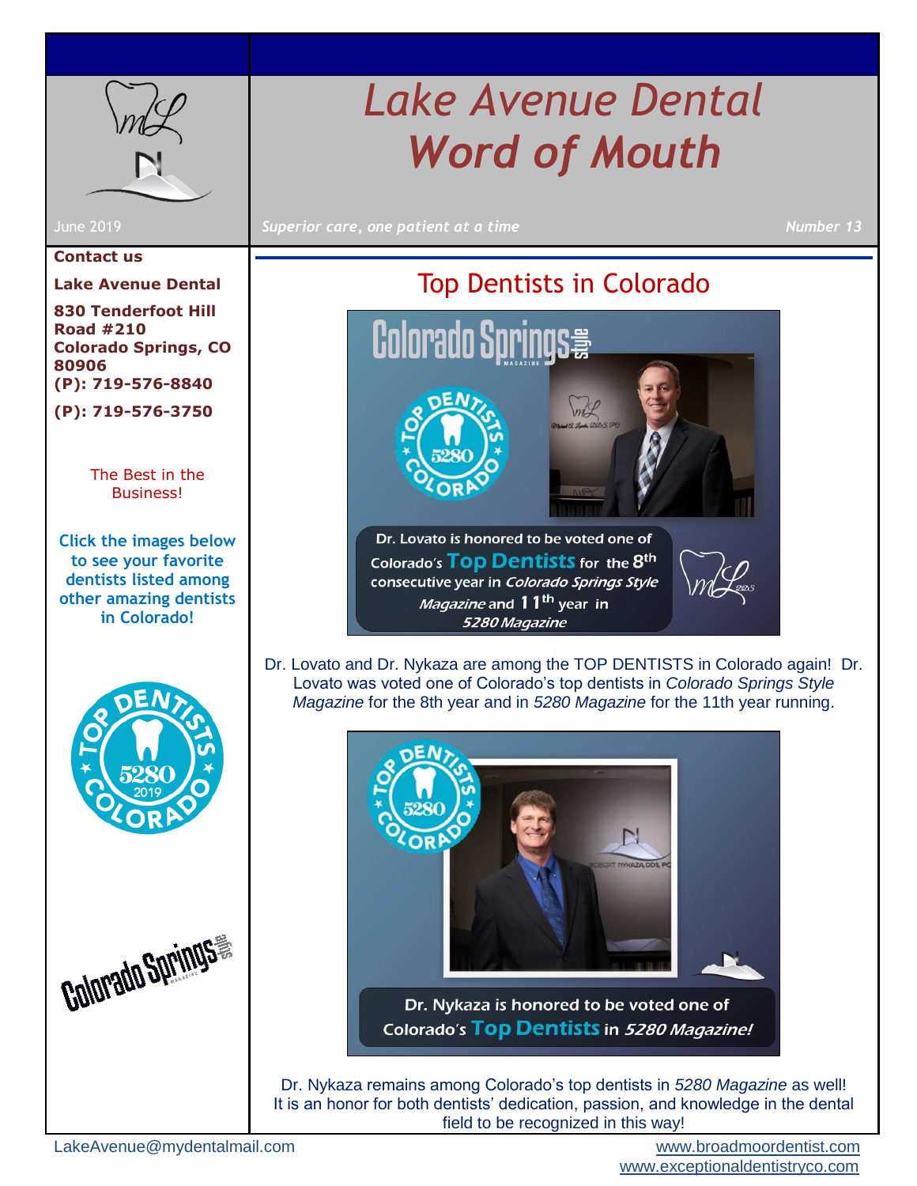# Lake Avenue Dental
# Word of Mouth

June 2019

*Superior care, one patient at a time*

*Number 13*

**Contact us**

**Lake Avenue Dental**

**830 Tenderfoot Hill Road #210**
**Colorado Springs, CO 80906**
**(P): 719-576-8840**

**(P): 719-576-3750**

The Best in the Business!

Click the images below to see your favorite dentists listed among other amazing dentists in Colorado!

## Top Dentists in Colorado

Dr. Lovato is honored to be voted one of Colorado's **Top Dentists** for the 8th consecutive year in *Colorado Springs Style Magazine* and 11th year in *5280 Magazine*

Dr. Lovato and Dr. Nykaza are among the TOP DENTISTS in Colorado again! Dr. Lovato was voted one of Colorado's top dentists in *Colorado Springs Style Magazine* for the 8th year and in *5280 Magazine* for the 11th year running.

Dr. Nykaza is honored to be voted one of Colorado's **Top Dentists** in *5280 Magazine!*

Dr. Nykaza remains among Colorado's top dentists in *5280 Magazine* as well! It is an honor for both dentists' dedication, passion, and knowledge in the dental field to be recognized in this way!

LakeAvenue@mydentalmail.com

www.broadmoordentist.com
www.exceptionaldentistryco.com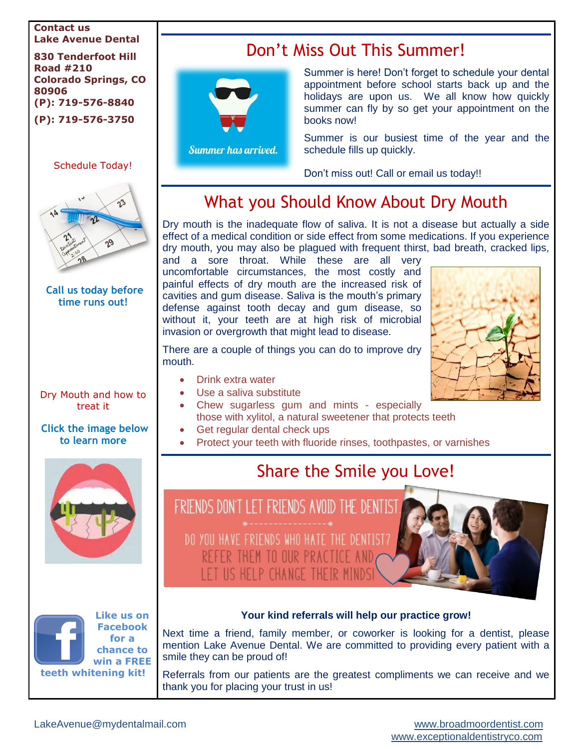**Contact us**
**Lake Avenue Dental**

**830 Tenderfoot Hill Road #210**
**Colorado Springs, CO 80906**
**(P): 719-576-8840**
**(P): 719-576-3750**

Schedule Today!

**Call us today before time runs out!**

Dry Mouth and how to treat it

**Click the image below to learn more**

**Like us on Facebook for a chance to win a FREE teeth whitening kit!**

## Don't Miss Out This Summer!

Summer is here! Don't forget to schedule your dental appointment before school starts back up and the holidays are upon us. We all know how quickly summer can fly by so get your appointment on the books now!

Summer is our busiest time of the year and the schedule fills up quickly.

Don't miss out! Call or email us today!!

## What you Should Know About Dry Mouth

Dry mouth is the inadequate flow of saliva. It is not a disease but actually a side effect of a medical condition or side effect from some medications. If you experience dry mouth, you may also be plagued with frequent thirst, bad breath, cracked lips, and a sore throat. While these are all very uncomfortable circumstances, the most costly and painful effects of dry mouth are the increased risk of cavities and gum disease. Saliva is the mouth's primary defense against tooth decay and gum disease, so without it, your teeth are at high risk of microbial invasion or overgrowth that might lead to disease.

There are a couple of things you can do to improve dry mouth.

- Drink extra water
- Use a saliva substitute
- Chew sugarless gum and mints - especially those with xylitol, a natural sweetener that protects teeth
- Get regular dental check ups
- Protect your teeth with fluoride rinses, toothpastes, or varnishes

## Share the Smile you Love!

FRIENDS DON'T LET FRIENDS AVOID THE DENTIST

DO YOU HAVE FRIENDS WHO HATE THE DENTIST? REFER THEM TO OUR PRACTICE AND LET US HELP CHANGE THEIR MINDS!

**Your kind referrals will help our practice grow!**

Next time a friend, family member, or coworker is looking for a dentist, please mention Lake Avenue Dental. We are committed to providing every patient with a smile they can be proud of!

Referrals from our patients are the greatest compliments we can receive and we thank you for placing your trust in us!

LakeAvenue@mydentalmail.com

www.broadmoordentist.com
www.exceptionaldentistryco.com